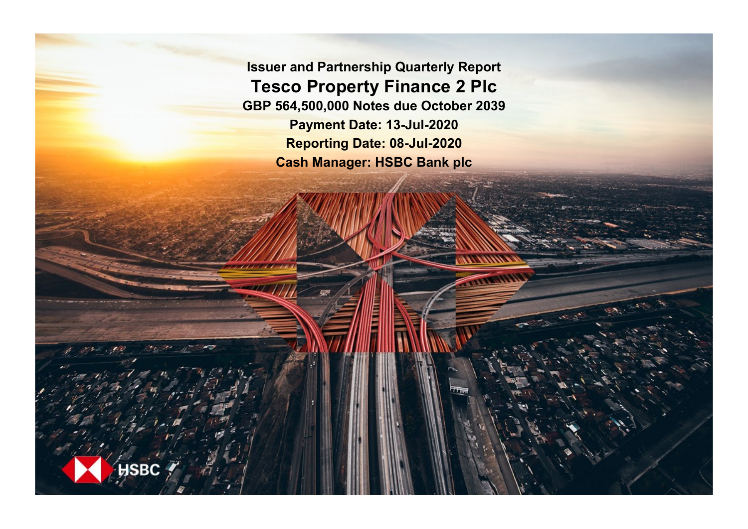# Issuer and Partnership Quarterly Report

## Tesco Property Finance 2 Plc

**GBP 564,500,000 Notes due October 2039**

**Payment Date: 13-Jul-2020**

**Reporting Date: 08-Jul-2020**

**Cash Manager: HSBC Bank plc**

HSBC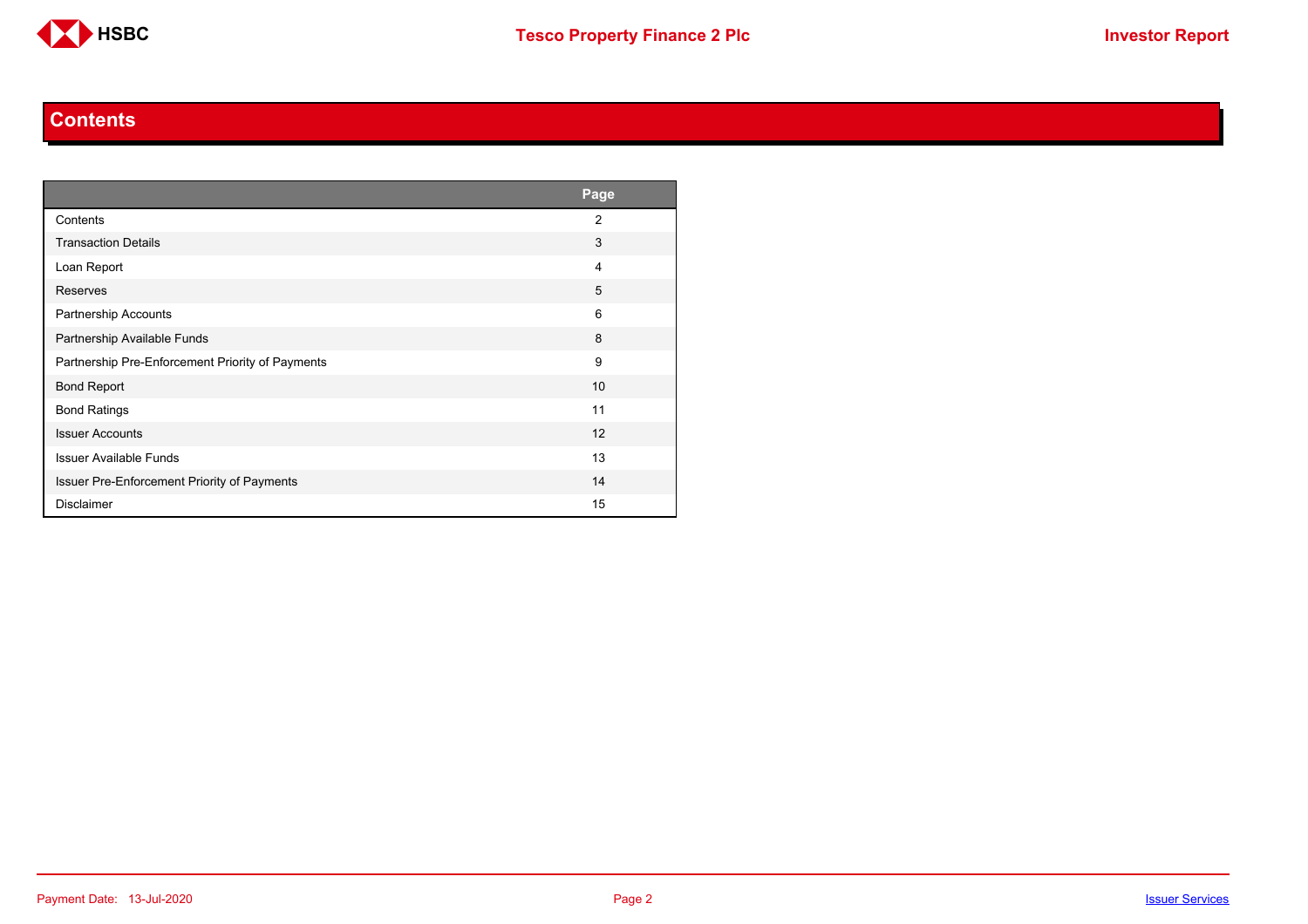# Contents

| | Page |
|---|---|
| Contents | 2 |
| Transaction Details | 3 |
| Loan Report | 4 |
| Reserves | 5 |
| Partnership Accounts | 6 |
| Partnership Available Funds | 8 |
| Partnership Pre-Enforcement Priority of Payments | 9 |
| Bond Report | 10 |
| Bond Ratings | 11 |
| Issuer Accounts | 12 |
| Issuer Available Funds | 13 |
| Issuer Pre-Enforcement Priority of Payments | 14 |
| Disclaimer | 15 |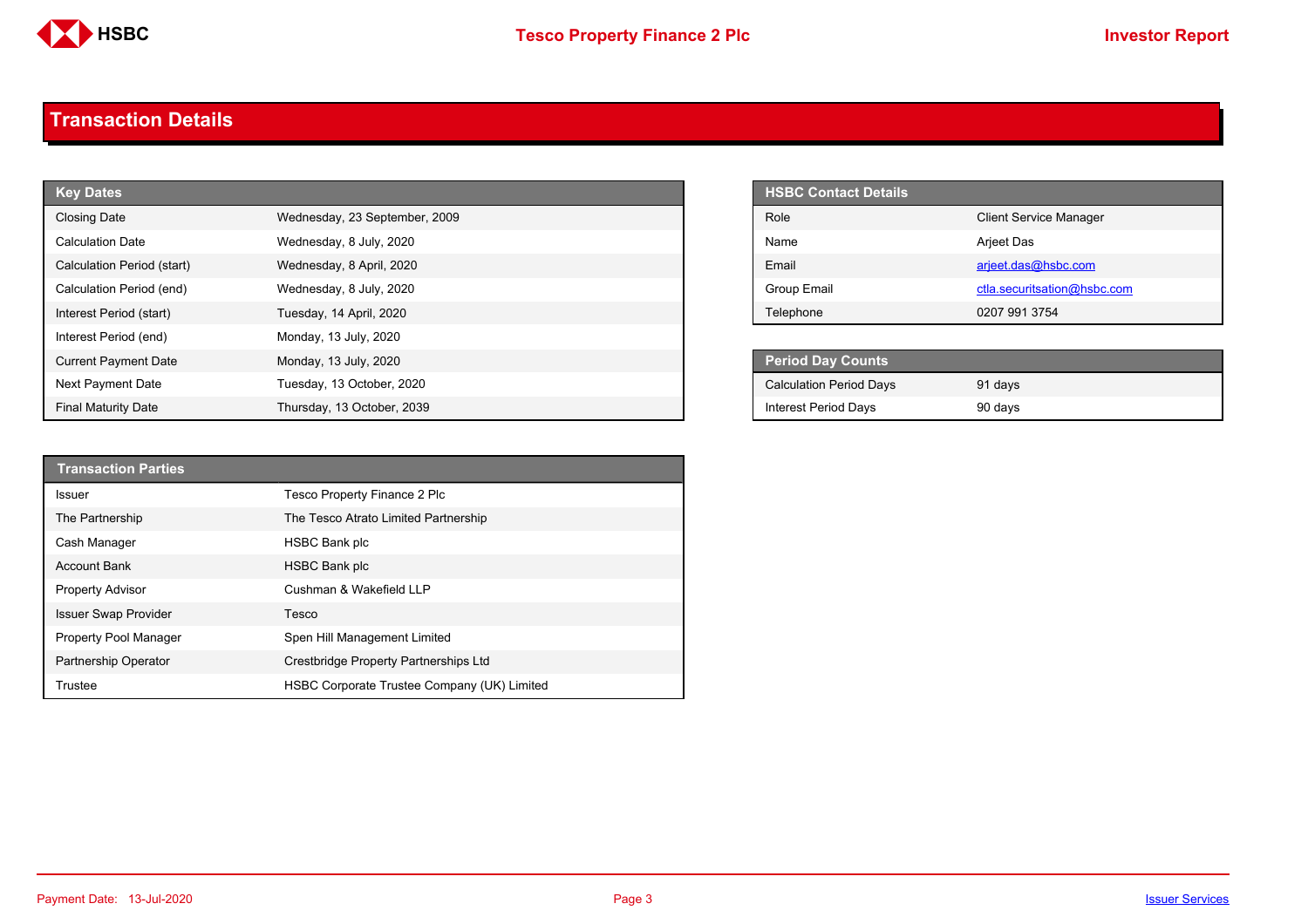## Transaction Details

| Key Dates | |
|---|---|
| Closing Date | Wednesday, 23 September, 2009 |
| Calculation Date | Wednesday, 8 July, 2020 |
| Calculation Period (start) | Wednesday, 8 April, 2020 |
| Calculation Period (end) | Wednesday, 8 July, 2020 |
| Interest Period (start) | Tuesday, 14 April, 2020 |
| Interest Period (end) | Monday, 13 July, 2020 |
| Current Payment Date | Monday, 13 July, 2020 |
| Next Payment Date | Tuesday, 13 October, 2020 |
| Final Maturity Date | Thursday, 13 October, 2039 |

| HSBC Contact Details | |
|---|---|
| Role | Client Service Manager |
| Name | Arjeet Das |
| Email | arjeet.das@hsbc.com |
| Group Email | ctla.securitsation@hsbc.com |
| Telephone | 0207 991 3754 |

| Period Day Counts | |
|---|---|
| Calculation Period Days | 91 days |
| Interest Period Days | 90 days |

| Transaction Parties | |
|---|---|
| Issuer | Tesco Property Finance 2 Plc |
| The Partnership | The Tesco Atrato Limited Partnership |
| Cash Manager | HSBC Bank plc |
| Account Bank | HSBC Bank plc |
| Property Advisor | Cushman & Wakefield LLP |
| Issuer Swap Provider | Tesco |
| Property Pool Manager | Spen Hill Management Limited |
| Partnership Operator | Crestbridge Property Partnerships Ltd |
| Trustee | HSBC Corporate Trustee Company (UK) Limited |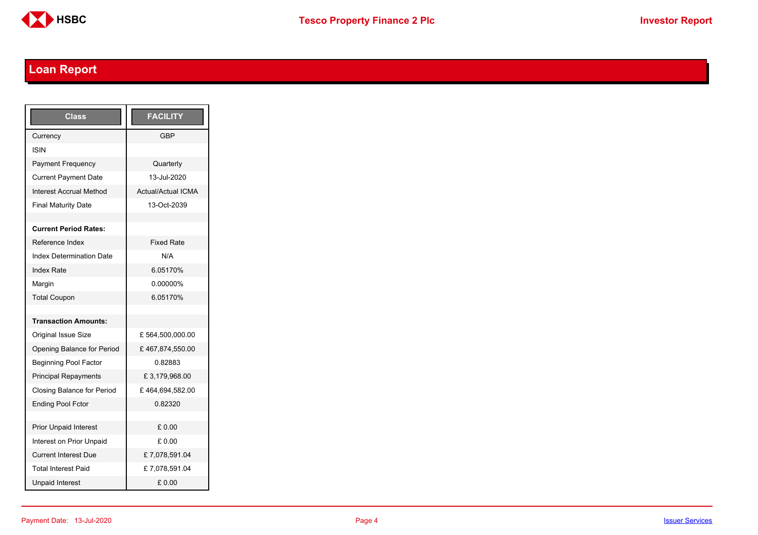## Loan Report

| Class | FACILITY |
|---|---|
| Currency | GBP |
| ISIN | |
| Payment Frequency | Quarterly |
| Current Payment Date | 13-Jul-2020 |
| Interest Accrual Method | Actual/Actual ICMA |
| Final Maturity Date | 13-Oct-2039 |
| | |
| **Current Period Rates:** | |
| Reference Index | Fixed Rate |
| Index Determination Date | N/A |
| Index Rate | 6.05170% |
| Margin | 0.00000% |
| Total Coupon | 6.05170% |
| | |
| **Transaction Amounts:** | |
| Original Issue Size | £ 564,500,000.00 |
| Opening Balance for Period | £ 467,874,550.00 |
| Beginning Pool Factor | 0.82883 |
| Principal Repayments | £ 3,179,968.00 |
| Closing Balance for Period | £ 464,694,582.00 |
| Ending Pool Fctor | 0.82320 |
| | |
| Prior Unpaid Interest | £ 0.00 |
| Interest on Prior Unpaid | £ 0.00 |
| Current Interest Due | £ 7,078,591.04 |
| Total Interest Paid | £ 7,078,591.04 |
| Unpaid Interest | £ 0.00 |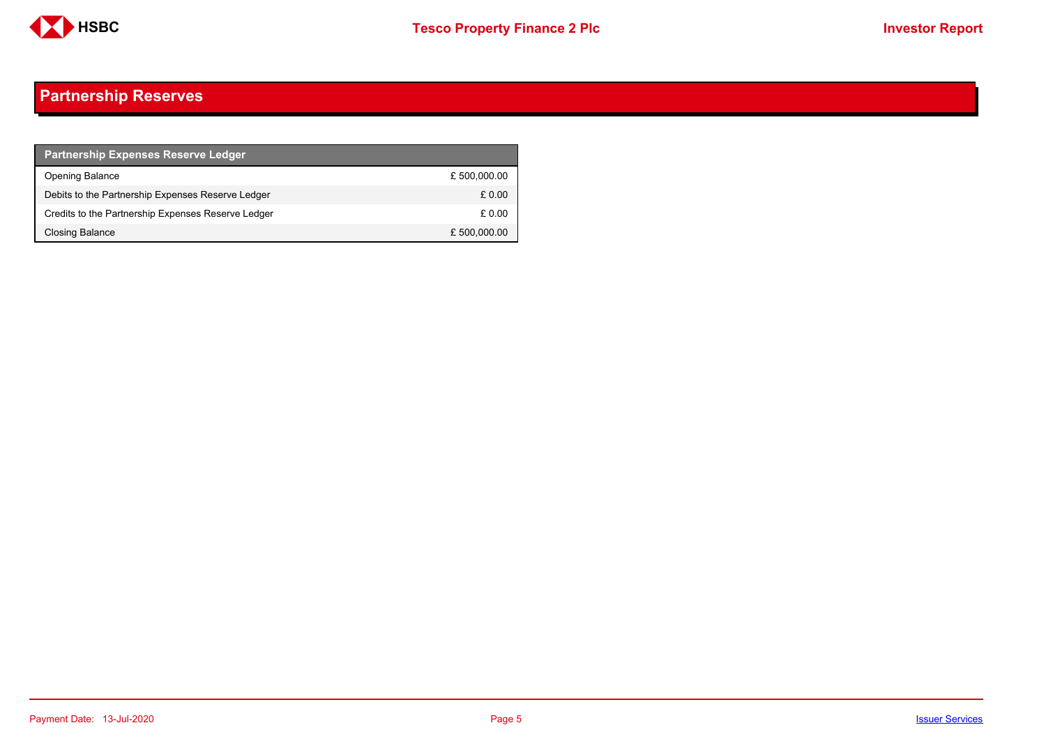## Partnership Reserves

| Partnership Expenses Reserve Ledger | |
|---|---|
| Opening Balance | £ 500,000.00 |
| Debits to the Partnership Expenses Reserve Ledger | £ 0.00 |
| Credits to the Partnership Expenses Reserve Ledger | £ 0.00 |
| Closing Balance | £ 500,000.00 |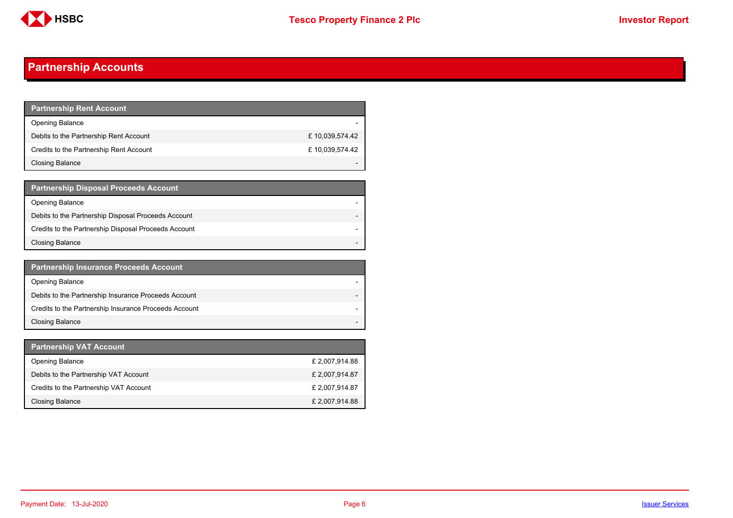## Partnership Accounts

| Partnership Rent Account | |
|---|---|
| Opening Balance | - |
| Debits to the Partnership Rent Account | £ 10,039,574.42 |
| Credits to the Partnership Rent Account | £ 10,039,574.42 |
| Closing Balance | - |

| Partnership Disposal Proceeds Account | |
|---|---|
| Opening Balance | - |
| Debits to the Partnership Disposal Proceeds Account | - |
| Credits to the Partnership Disposal Proceeds Account | - |
| Closing Balance | - |

| Partnership Insurance Proceeds Account | |
|---|---|
| Opening Balance | - |
| Debits to the Partnership Insurance Proceeds Account | - |
| Credits to the Partnership Insurance Proceeds Account | - |
| Closing Balance | - |

| Partnership VAT Account | |
|---|---|
| Opening Balance | £ 2,007,914.88 |
| Debits to the Partnership VAT Account | £ 2,007,914.87 |
| Credits to the Partnership VAT Account | £ 2,007,914.87 |
| Closing Balance | £ 2,007,914.88 |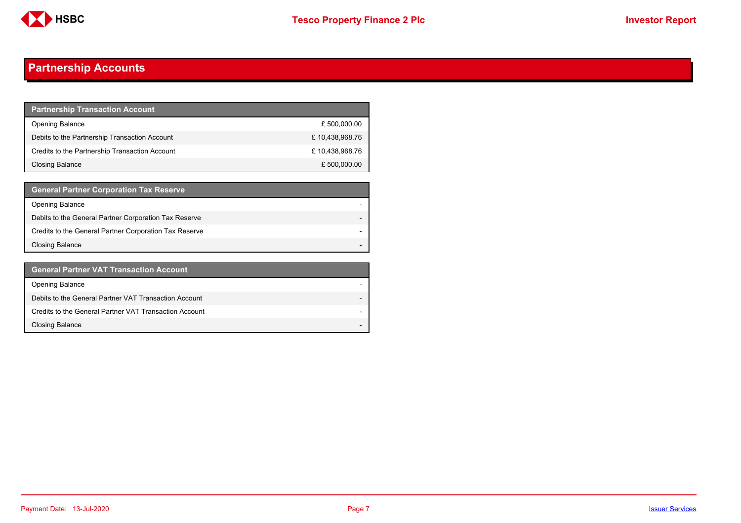# Partnership Accounts

| Partnership Transaction Account | |
|---|---|
| Opening Balance | £ 500,000.00 |
| Debits to the Partnership Transaction Account | £ 10,438,968.76 |
| Credits to the Partnership Transaction Account | £ 10,438,968.76 |
| Closing Balance | £ 500,000.00 |

| General Partner Corporation Tax Reserve | |
|---|---|
| Opening Balance | - |
| Debits to the General Partner Corporation Tax Reserve | - |
| Credits to the General Partner Corporation Tax Reserve | - |
| Closing Balance | - |

| General Partner VAT Transaction Account | |
|---|---|
| Opening Balance | - |
| Debits to the General Partner VAT Transaction Account | - |
| Credits to the General Partner VAT Transaction Account | - |
| Closing Balance | - |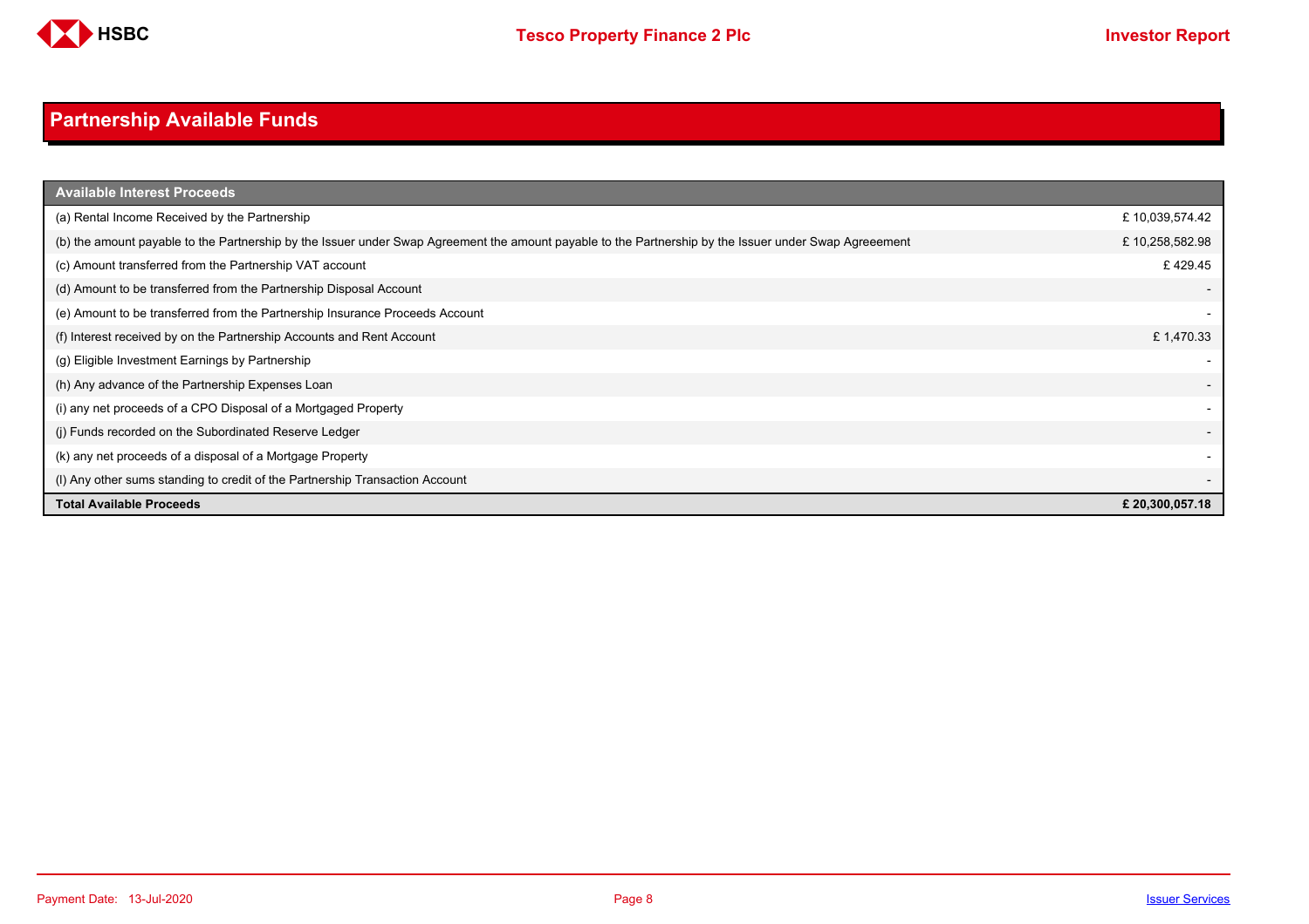# Partnership Available Funds

| Available Interest Proceeds | |
|---|---|
| (a) Rental Income Received by the Partnership | £ 10,039,574.42 |
| (b) the amount payable to the Partnership by the Issuer under Swap Agreement the amount payable to the Partnership by the Issuer under Swap Agreeement | £ 10,258,582.98 |
| (c) Amount transferred from the Partnership VAT account | £ 429.45 |
| (d) Amount to be transferred from the Partnership Disposal Account | - |
| (e) Amount to be transferred from the Partnership Insurance Proceeds Account | - |
| (f) Interest received by on the Partnership Accounts and Rent Account | £ 1,470.33 |
| (g) Eligible Investment Earnings by Partnership | - |
| (h) Any advance of the Partnership Expenses Loan | - |
| (i) any net proceeds of a CPO Disposal of a Mortgaged Property | - |
| (j) Funds recorded on the Subordinated Reserve Ledger | - |
| (k) any net proceeds of a disposal of a Mortgage Property | - |
| (l) Any other sums standing to credit of the Partnership Transaction Account | - |
| **Total Available Proceeds** | **£ 20,300,057.18** |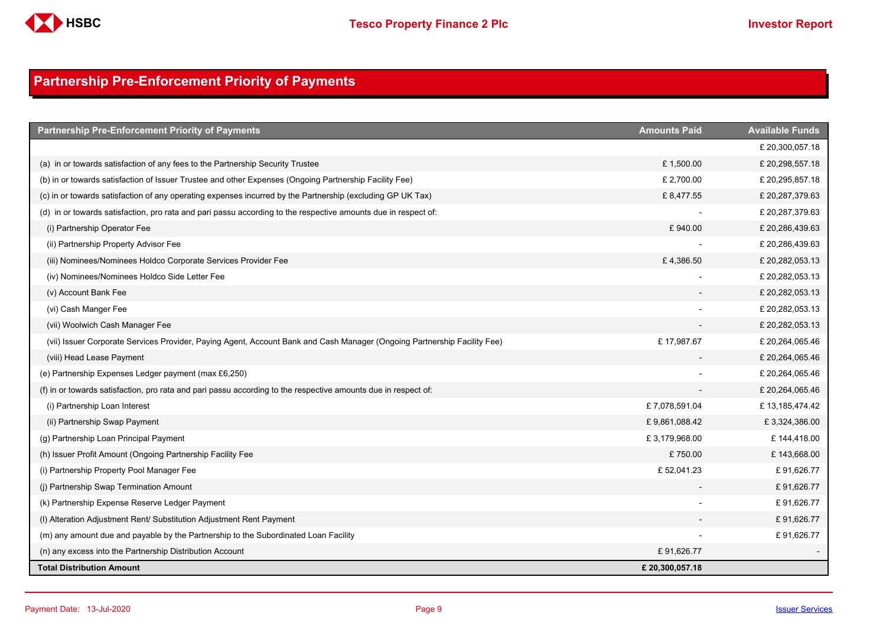# Partnership Pre-Enforcement Priority of Payments

| Partnership Pre-Enforcement Priority of Payments | Amounts Paid | Available Funds |
|---|---|---|
| | | £ 20,300,057.18 |
| (a) in or towards satisfaction of any fees to the Partnership Security Trustee | £ 1,500.00 | £ 20,298,557.18 |
| (b) in or towards satisfaction of Issuer Trustee and other Expenses (Ongoing Partnership Facility Fee) | £ 2,700.00 | £ 20,295,857.18 |
| (c) in or towards satisfaction of any operating expenses incurred by the Partnership (excluding GP UK Tax) | £ 8,477.55 | £ 20,287,379.63 |
| (d) in or towards satisfaction, pro rata and pari passu according to the respective amounts due in respect of: | - | £ 20,287,379.63 |
| (i) Partnership Operator Fee | £ 940.00 | £ 20,286,439.63 |
| (ii) Partnership Property Advisor Fee | - | £ 20,286,439.63 |
| (iii) Nominees/Nominees Holdco Corporate Services Provider Fee | £ 4,386.50 | £ 20,282,053.13 |
| (iv) Nominees/Nominees Holdco Side Letter Fee | - | £ 20,282,053.13 |
| (v) Account Bank Fee | - | £ 20,282,053.13 |
| (vi) Cash Manger Fee | - | £ 20,282,053.13 |
| (vii) Woolwich Cash Manager Fee | - | £ 20,282,053.13 |
| (vii) Issuer Corporate Services Provider, Paying Agent, Account Bank and Cash Manager (Ongoing Partnership Facility Fee) | £ 17,987.67 | £ 20,264,065.46 |
| (viii) Head Lease Payment | - | £ 20,264,065.46 |
| (e) Partnership Expenses Ledger payment (max £6,250) | - | £ 20,264,065.46 |
| (f) in or towards satisfaction, pro rata and pari passu according to the respective amounts due in respect of: | - | £ 20,264,065.46 |
| (i) Partnership Loan Interest | £ 7,078,591.04 | £ 13,185,474.42 |
| (ii) Partnership Swap Payment | £ 9,861,088.42 | £ 3,324,386.00 |
| (g) Partnership Loan Principal Payment | £ 3,179,968.00 | £ 144,418.00 |
| (h) Issuer Profit Amount (Ongoing Partnership Facility Fee | £ 750.00 | £ 143,668.00 |
| (i) Partnership Property Pool Manager Fee | £ 52,041.23 | £ 91,626.77 |
| (j) Partnership Swap Termination Amount | - | £ 91,626.77 |
| (k) Partnership Expense Reserve Ledger Payment | - | £ 91,626.77 |
| (l) Alteration Adjustment Rent/ Substitution Adjustment Rent Payment | - | £ 91,626.77 |
| (m) any amount due and payable by the Partnership to the Subordinated Loan Facility | - | £ 91,626.77 |
| (n) any excess into the Partnership Distribution Account | £ 91,626.77 | - |
| **Total Distribution Amount** | **£ 20,300,057.18** | |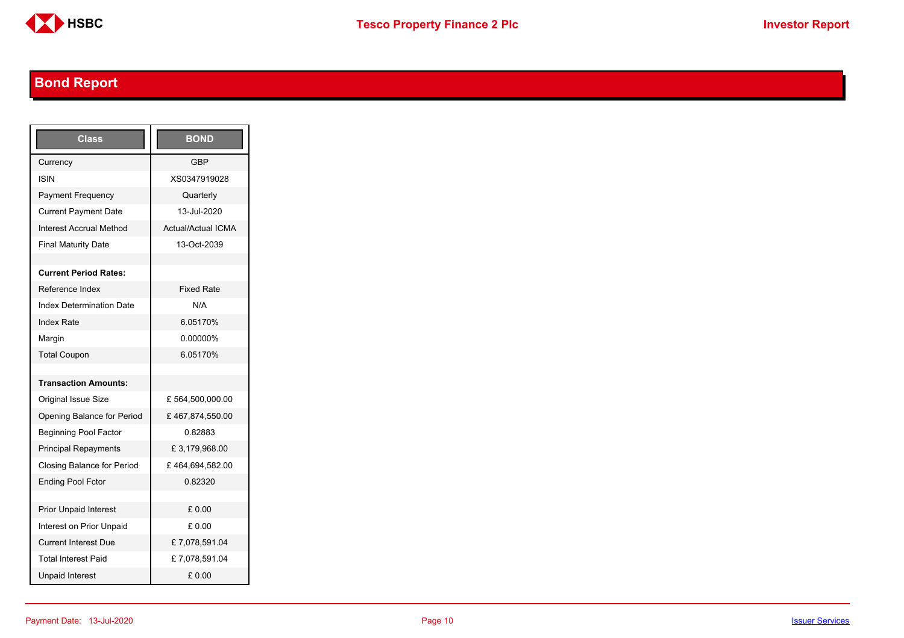# Bond Report

| Class | BOND |
|---|---|
| Currency | GBP |
| ISIN | XS0347919028 |
| Payment Frequency | Quarterly |
| Current Payment Date | 13-Jul-2020 |
| Interest Accrual Method | Actual/Actual ICMA |
| Final Maturity Date | 13-Oct-2039 |
| | |
| **Current Period Rates:** | |
| Reference Index | Fixed Rate |
| Index Determination Date | N/A |
| Index Rate | 6.05170% |
| Margin | 0.00000% |
| Total Coupon | 6.05170% |
| | |
| **Transaction Amounts:** | |
| Original Issue Size | £ 564,500,000.00 |
| Opening Balance for Period | £ 467,874,550.00 |
| Beginning Pool Factor | 0.82883 |
| Principal Repayments | £ 3,179,968.00 |
| Closing Balance for Period | £ 464,694,582.00 |
| Ending Pool Fctor | 0.82320 |
| | |
| Prior Unpaid Interest | £ 0.00 |
| Interest on Prior Unpaid | £ 0.00 |
| Current Interest Due | £ 7,078,591.04 |
| Total Interest Paid | £ 7,078,591.04 |
| Unpaid Interest | £ 0.00 |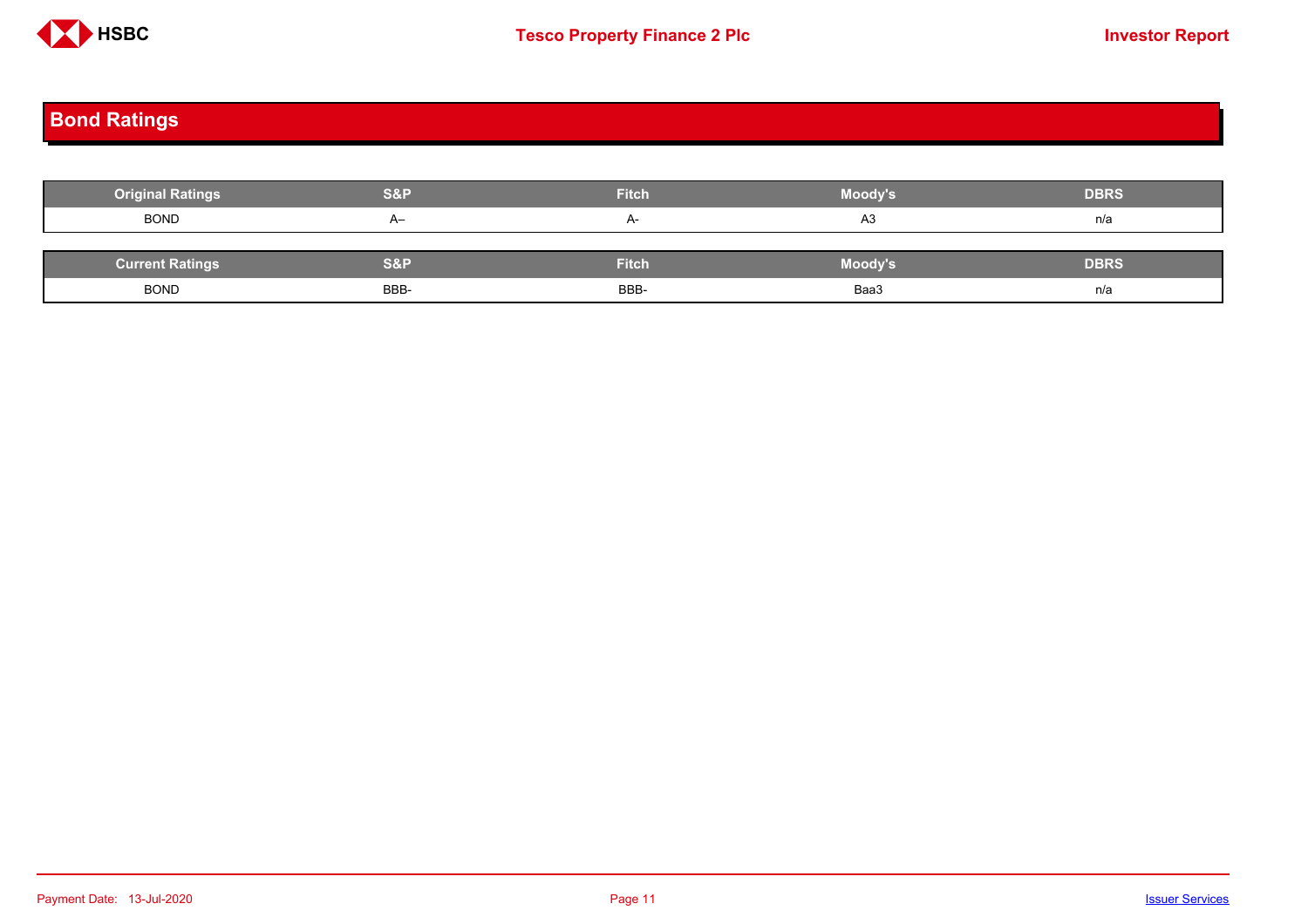## Bond Ratings

| Original Ratings | S&P | Fitch | Moody's | DBRS |
| --- | --- | --- | --- | --- |
| BOND | A– | A- | A3 | n/a |

| Current Ratings | S&P | Fitch | Moody's | DBRS |
| --- | --- | --- | --- | --- |
| BOND | BBB- | BBB- | Baa3 | n/a |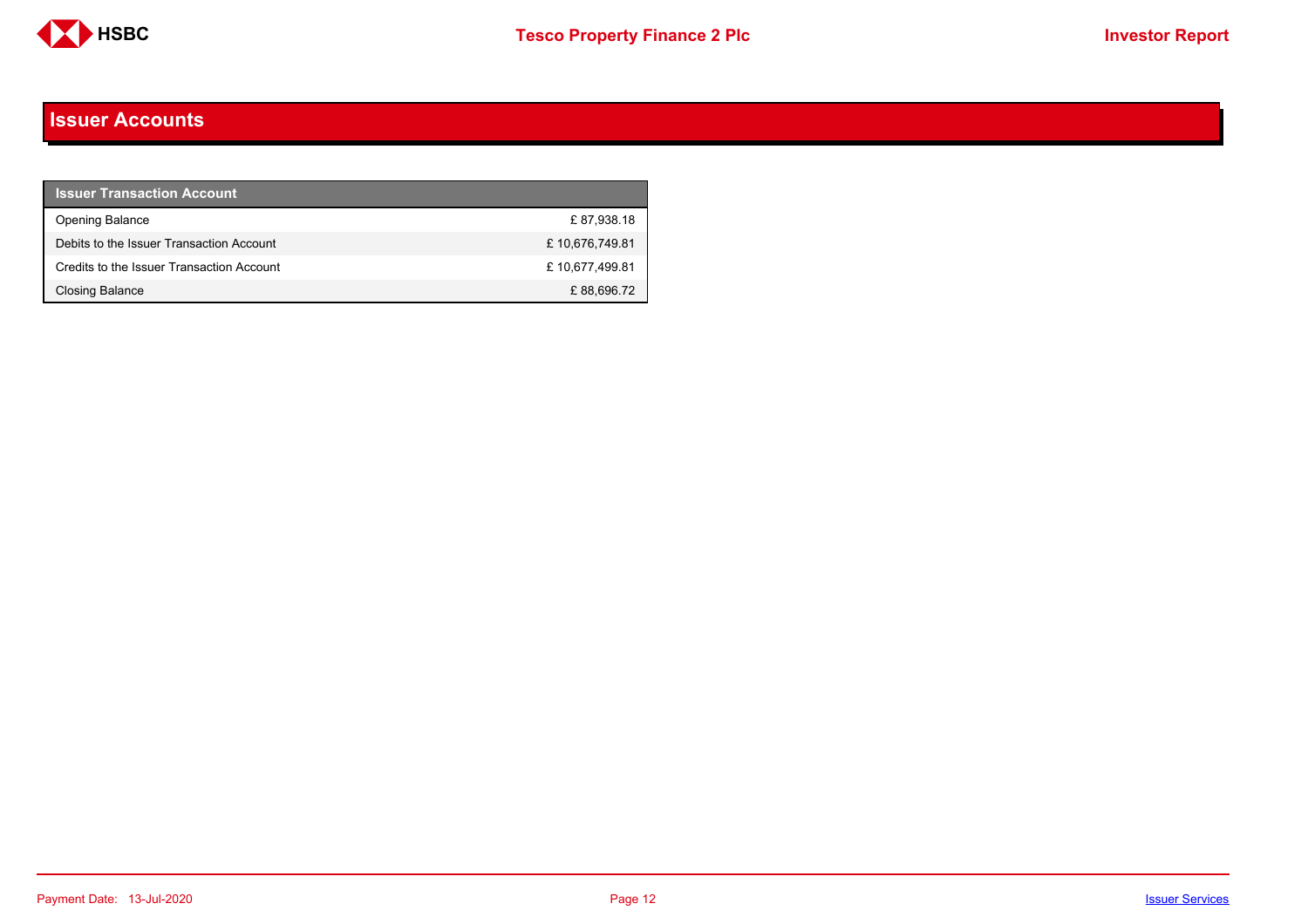## Issuer Accounts

| Issuer Transaction Account | |
|---|---|
| Opening Balance | £ 87,938.18 |
| Debits to the Issuer Transaction Account | £ 10,676,749.81 |
| Credits to the Issuer Transaction Account | £ 10,677,499.81 |
| Closing Balance | £ 88,696.72 |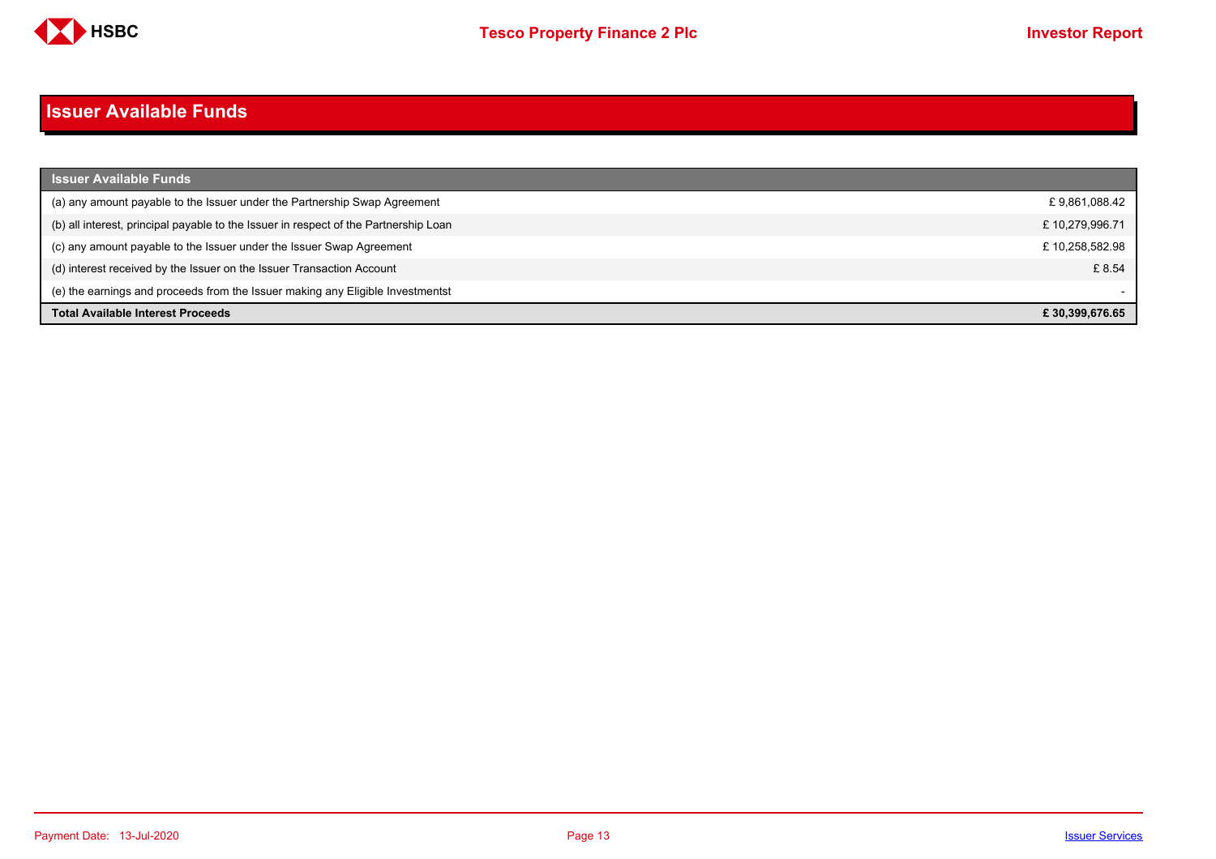# Issuer Available Funds

| Issuer Available Funds | |
|---|---|
| (a) any amount payable to the Issuer under the Partnership Swap Agreement | £ 9,861,088.42 |
| (b) all interest, principal payable to the Issuer in respect of the Partnership Loan | £ 10,279,996.71 |
| (c) any amount payable to the Issuer under the Issuer Swap Agreement | £ 10,258,582.98 |
| (d) interest received by the Issuer on the Issuer Transaction Account | £ 8.54 |
| (e) the earnings and proceeds from the Issuer making any Eligible Investmentst | - |
| **Total Available Interest Proceeds** | **£ 30,399,676.65** |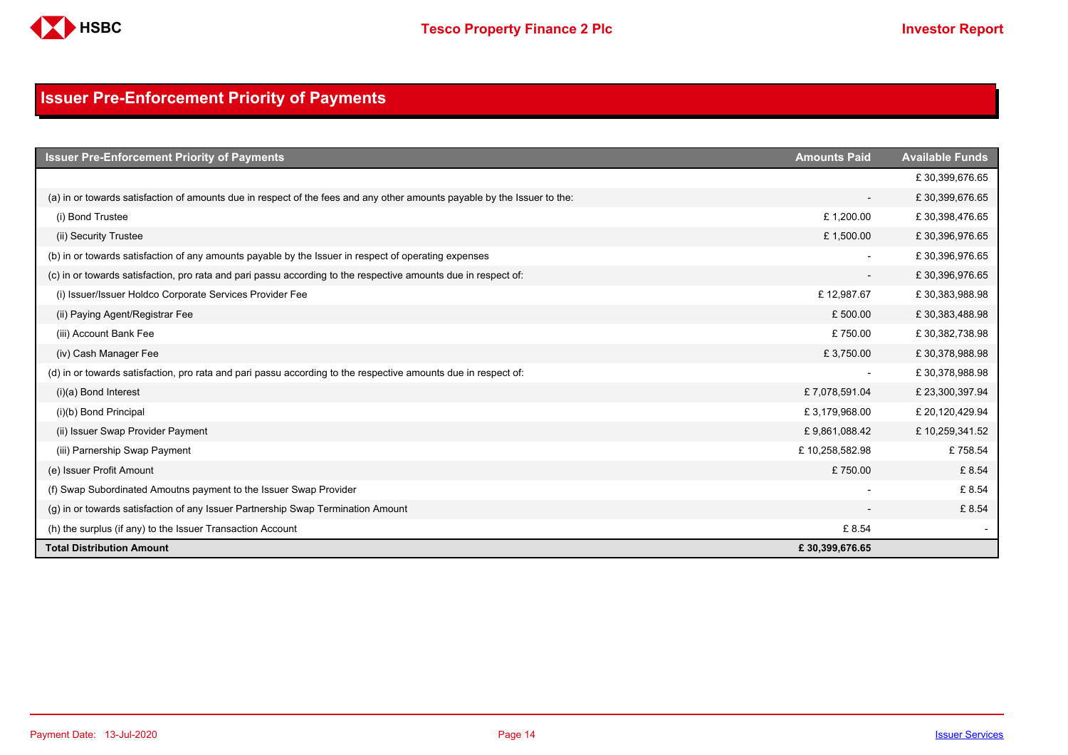## Issuer Pre-Enforcement Priority of Payments

| Issuer Pre-Enforcement Priority of Payments | Amounts Paid | Available Funds |
|---|---|---|
| | | £ 30,399,676.65 |
| (a) in or towards satisfaction of amounts due in respect of the fees and any other amounts payable by the Issuer to the: | - | £ 30,399,676.65 |
| (i) Bond Trustee | £ 1,200.00 | £ 30,398,476.65 |
| (ii) Security Trustee | £ 1,500.00 | £ 30,396,976.65 |
| (b) in or towards satisfaction of any amounts payable by the Issuer in respect of operating expenses | - | £ 30,396,976.65 |
| (c) in or towards satisfaction, pro rata and pari passu according to the respective amounts due in respect of: | - | £ 30,396,976.65 |
| (i) Issuer/Issuer Holdco Corporate Services Provider Fee | £ 12,987.67 | £ 30,383,988.98 |
| (ii) Paying Agent/Registrar Fee | £ 500.00 | £ 30,383,488.98 |
| (iii) Account Bank Fee | £ 750.00 | £ 30,382,738.98 |
| (iv) Cash Manager Fee | £ 3,750.00 | £ 30,378,988.98 |
| (d) in or towards satisfaction, pro rata and pari passu according to the respective amounts due in respect of: | - | £ 30,378,988.98 |
| (i)(a) Bond Interest | £ 7,078,591.04 | £ 23,300,397.94 |
| (i)(b) Bond Principal | £ 3,179,968.00 | £ 20,120,429.94 |
| (ii) Issuer Swap Provider Payment | £ 9,861,088.42 | £ 10,259,341.52 |
| (iii) Parnership Swap Payment | £ 10,258,582.98 | £ 758.54 |
| (e) Issuer Profit Amount | £ 750.00 | £ 8.54 |
| (f) Swap Subordinated Amoutns payment to the Issuer Swap Provider | - | £ 8.54 |
| (g) in or towards satisfaction of any Issuer Partnership Swap Termination Amount | - | £ 8.54 |
| (h) the surplus (if any) to the Issuer Transaction Account | £ 8.54 | - |
| **Total Distribution Amount** | **£ 30,399,676.65** | |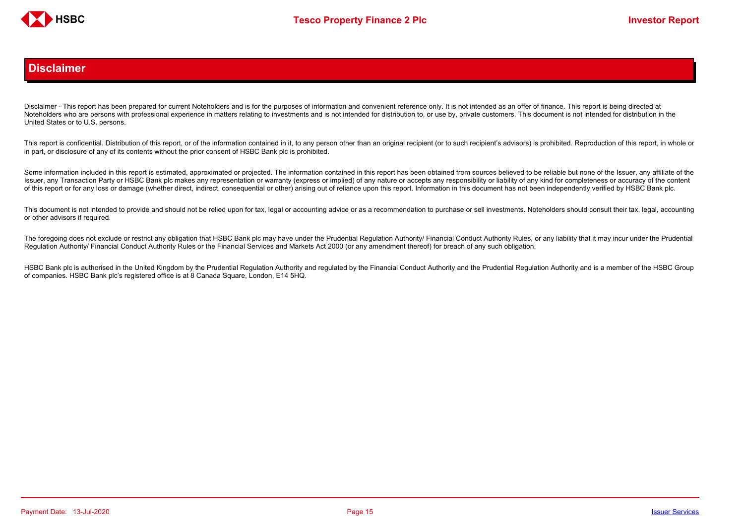# Disclaimer

Disclaimer - This report has been prepared for current Noteholders and is for the purposes of information and convenient reference only. It is not intended as an offer of finance. This report is being directed at Noteholders who are persons with professional experience in matters relating to investments and is not intended for distribution to, or use by, private customers. This document is not intended for distribution in the United States or to U.S. persons.

This report is confidential. Distribution of this report, or of the information contained in it, to any person other than an original recipient (or to such recipient's advisors) is prohibited. Reproduction of this report, in whole or in part, or disclosure of any of its contents without the prior consent of HSBC Bank plc is prohibited.

Some information included in this report is estimated, approximated or projected. The information contained in this report has been obtained from sources believed to be reliable but none of the Issuer, any affiliate of the Issuer, any Transaction Party or HSBC Bank plc makes any representation or warranty (express or implied) of any nature or accepts any responsibility or liability of any kind for completeness or accuracy of the content of this report or for any loss or damage (whether direct, indirect, consequential or other) arising out of reliance upon this report. Information in this document has not been independently verified by HSBC Bank plc.

This document is not intended to provide and should not be relied upon for tax, legal or accounting advice or as a recommendation to purchase or sell investments. Noteholders should consult their tax, legal, accounting or other advisors if required.

The foregoing does not exclude or restrict any obligation that HSBC Bank plc may have under the Prudential Regulation Authority/ Financial Conduct Authority Rules, or any liability that it may incur under the Prudential Regulation Authority/ Financial Conduct Authority Rules or the Financial Services and Markets Act 2000 (or any amendment thereof) for breach of any such obligation.

HSBC Bank plc is authorised in the United Kingdom by the Prudential Regulation Authority and regulated by the Financial Conduct Authority and the Prudential Regulation Authority and is a member of the HSBC Group of companies. HSBC Bank plc's registered office is at 8 Canada Square, London, E14 5HQ.